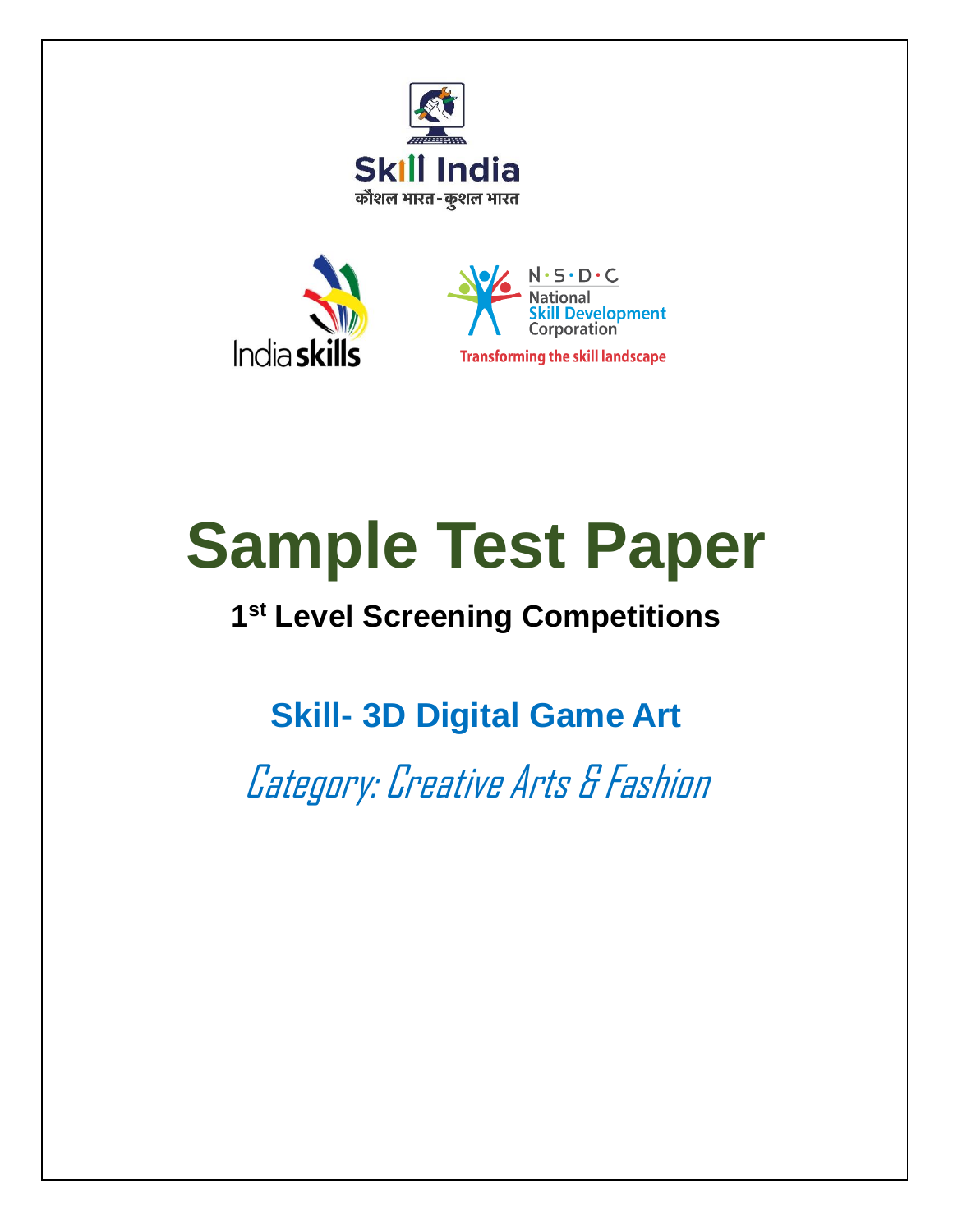Skill India

कौशल भारत - कुशल भारत

India skills

N·S·D·C
National
Skill Development
Corporation
Transforming the skill landscape

# Sample Test Paper

## 1st Level Screening Competitions

## Skill- 3D Digital Game Art

*Category: Creative Arts & Fashion*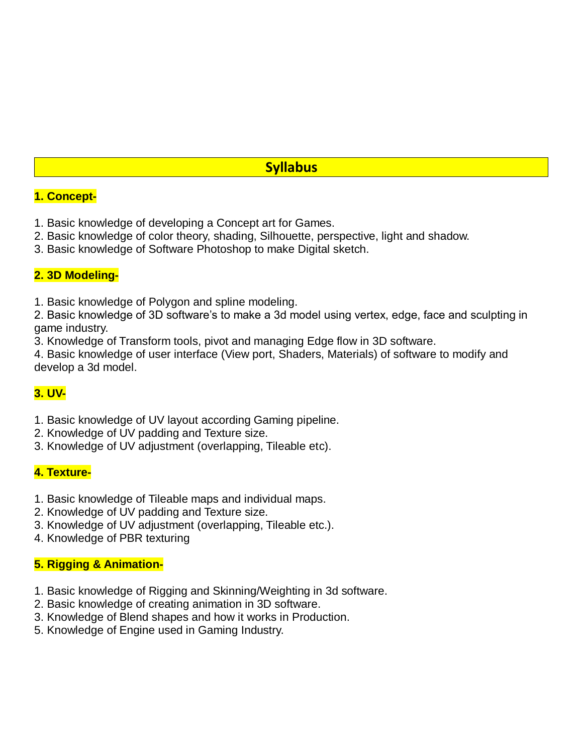# Syllabus

## 1. Concept-

1. Basic knowledge of developing a Concept art for Games.
2. Basic knowledge of color theory, shading, Silhouette, perspective, light and shadow.
3. Basic knowledge of Software Photoshop to make Digital sketch.

## 2. 3D Modeling-

1. Basic knowledge of Polygon and spline modeling.
2. Basic knowledge of 3D software's to make a 3d model using vertex, edge, face and sculpting in game industry.
3. Knowledge of Transform tools, pivot and managing Edge flow in 3D software.
4. Basic knowledge of user interface (View port, Shaders, Materials) of software to modify and develop a 3d model.

## 3. UV-

1. Basic knowledge of UV layout according Gaming pipeline.
2. Knowledge of UV padding and Texture size.
3. Knowledge of UV adjustment (overlapping, Tileable etc).

## 4. Texture-

1. Basic knowledge of Tileable maps and individual maps.
2. Knowledge of UV padding and Texture size.
3. Knowledge of UV adjustment (overlapping, Tileable etc.).
4. Knowledge of PBR texturing

## 5. Rigging & Animation-

1. Basic knowledge of Rigging and Skinning/Weighting in 3d software.
2. Basic knowledge of creating animation in 3D software.
3. Knowledge of Blend shapes and how it works in Production.

5\. Knowledge of Engine used in Gaming Industry.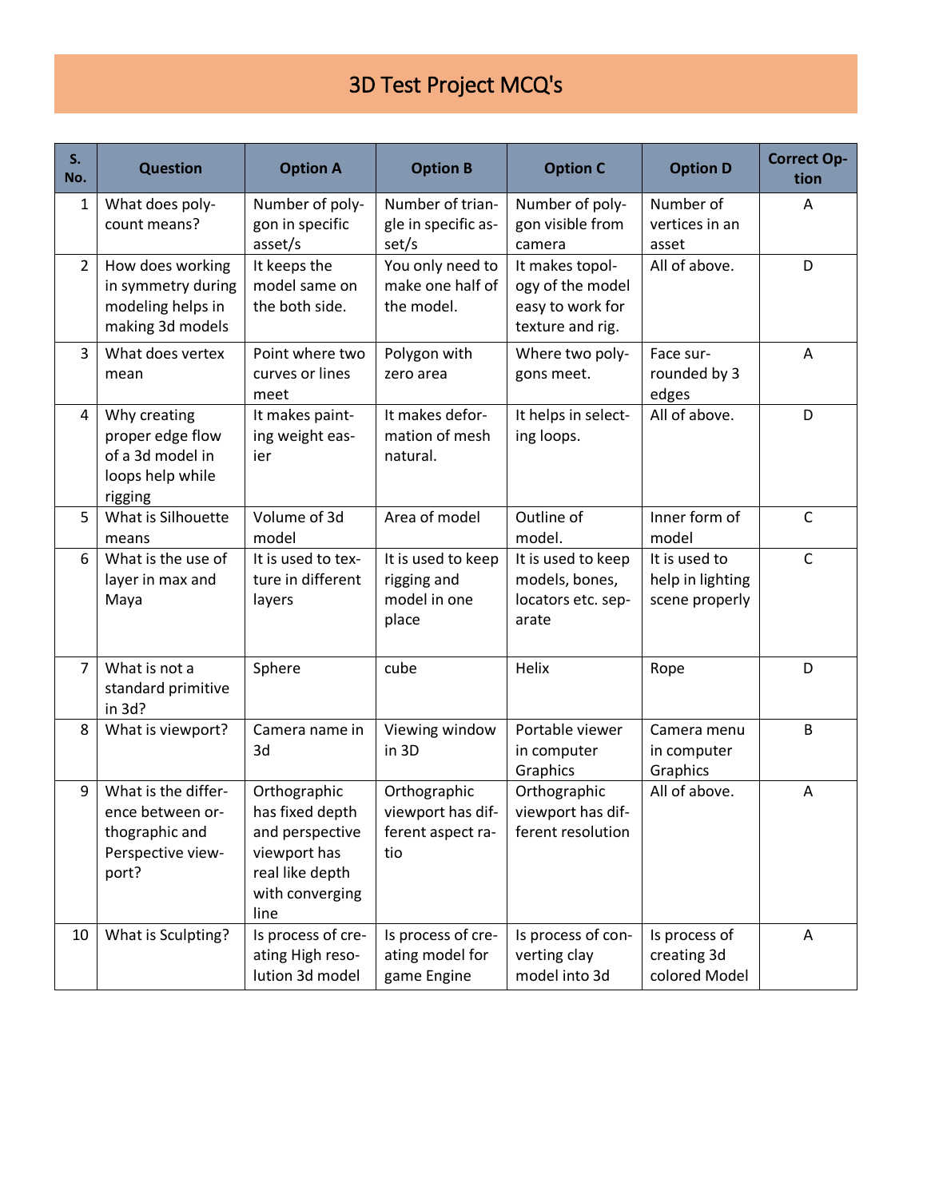# 3D Test Project MCQ's

| S. No. | Question | Option A | Option B | Option C | Option D | Correct Option |
|---|---|---|---|---|---|---|
| 1 | What does polycount means? | Number of polygon in specific asset/s | Number of triangle in specific asset/s | Number of polygon visible from camera | Number of vertices in an asset | A |
| 2 | How does working in symmetry during modeling helps in making 3d models | It keeps the model same on the both side. | You only need to make one half of the model. | It makes topology of the model easy to work for texture and rig. | All of above. | D |
| 3 | What does vertex mean | Point where two curves or lines meet | Polygon with zero area | Where two polygons meet. | Face surrounded by 3 edges | A |
| 4 | Why creating proper edge flow of a 3d model in loops help while rigging | It makes painting weight easier | It makes deformation of mesh natural. | It helps in selecting loops. | All of above. | D |
| 5 | What is Silhouette means | Volume of 3d model | Area of model | Outline of model. | Inner form of model | C |
| 6 | What is the use of layer in max and Maya | It is used to texture in different layers | It is used to keep rigging and model in one place | It is used to keep models, bones, locators etc. separate | It is used to help in lighting scene properly | C |
| 7 | What is not a standard primitive in 3d? | Sphere | cube | Helix | Rope | D |
| 8 | What is viewport? | Camera name in 3d | Viewing window in 3D | Portable viewer in computer Graphics | Camera menu in computer Graphics | B |
| 9 | What is the difference between orthographic and Perspective viewport? | Orthographic has fixed depth and perspective viewport has real like depth with converging line | Orthographic viewport has different aspect ratio | Orthographic viewport has different resolution | All of above. | A |
| 10 | What is Sculpting? | Is process of creating High resolution 3d model | Is process of creating model for game Engine | Is process of converting clay model into 3d | Is process of creating 3d colored Model | A |